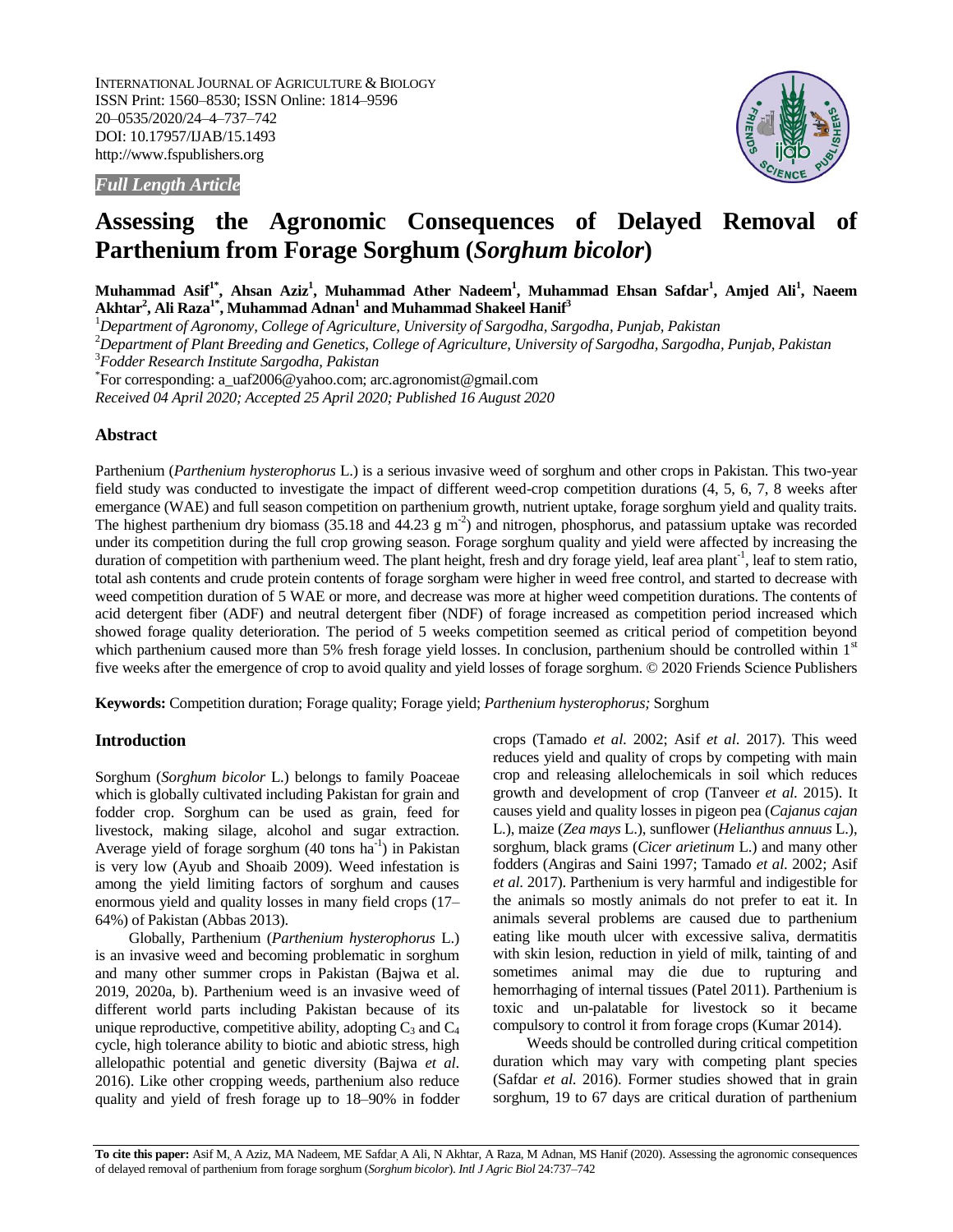INTERNATIONAL JOURNAL OF AGRICULTURE & BIOLOGY
ISSN Print: 1560–8530; ISSN Online: 1814–9596
20–0535/2020/24–4–737–742
DOI: 10.17957/IJAB/15.1493
http://www.fspublishers.org

*Full Length Article*

# Assessing the Agronomic Consequences of Delayed Removal of Parthenium from Forage Sorghum (*Sorghum bicolor*)

**Muhammad Asif[1*], Ahsan Aziz[1], Muhammad Ather Nadeem[1], Muhammad Ehsan Safdar[1], Amjed Ali[1], Naeem Akhtar[2], Ali Raza[1*], Muhammad Adnan[1] and Muhammad Shakeel Hanif[3]**

[1]*Department of Agronomy, College of Agriculture, University of Sargodha, Sargodha, Punjab, Pakistan*

[2]*Department of Plant Breeding and Genetics, College of Agriculture, University of Sargodha, Sargodha, Punjab, Pakistan*

[3]*Fodder Research Institute Sargodha, Pakistan*

[*]For corresponding: a_uaf2006@yahoo.com; arc.agronomist@gmail.com

*Received 04 April 2020; Accepted 25 April 2020; Published 16 August 2020*

## Abstract

Parthenium (*Parthenium hysterophorus* L.) is a serious invasive weed of sorghum and other crops in Pakistan. This two-year field study was conducted to investigate the impact of different weed-crop competition durations (4, 5, 6, 7, 8 weeks after emergance (WAE) and full season competition on parthenium growth, nutrient uptake, forage sorghum yield and quality traits. The highest parthenium dry biomass (35.18 and 44.23 g $m^{-2}$) and nitrogen, phosphorus, and patassium uptake was recorded under its competition during the full crop growing season. Forage sorghum quality and yield were affected by increasing the duration of competition with parthenium weed. The plant height, fresh and dry forage yield, leaf area plant$^{-1}$, leaf to stem ratio, total ash contents and crude protein contents of forage sorgham were higher in weed free control, and started to decrease with weed competition duration of 5 WAE or more, and decrease was more at higher weed competition durations. The contents of acid detergent fiber (ADF) and neutral detergent fiber (NDF) of forage increased as competition period increased which showed forage quality deterioration. The period of 5 weeks competition seemed as critical period of competition beyond which parthenium caused more than 5% fresh forage yield losses. In conclusion, parthenium should be controlled within 1st five weeks after the emergence of crop to avoid quality and yield losses of forage sorghum. © 2020 Friends Science Publishers

**Keywords:** Competition duration; Forage quality; Forage yield; *Parthenium hysterophorus;* Sorghum

## Introduction

Sorghum (*Sorghum bicolor* L.) belongs to family Poaceae which is globally cultivated including Pakistan for grain and fodder crop. Sorghum can be used as grain, feed for livestock, making silage, alcohol and sugar extraction. Average yield of forage sorghum (40 tons $ha^{-1}$) in Pakistan is very low (Ayub and Shoaib 2009). Weed infestation is among the yield limiting factors of sorghum and causes enormous yield and quality losses in many field crops (17–64%) of Pakistan (Abbas 2013).

Globally, Parthenium (*Parthenium hysterophorus* L.) is an invasive weed and becoming problematic in sorghum and many other summer crops in Pakistan (Bajwa et al. 2019, 2020a, b). Parthenium weed is an invasive weed of different world parts including Pakistan because of its unique reproductive, competitive ability, adopting $C_3$ and $C_4$ cycle, high tolerance ability to biotic and abiotic stress, high allelopathic potential and genetic diversity (Bajwa *et al*. 2016). Like other cropping weeds, parthenium also reduce quality and yield of fresh forage up to 18–90% in fodder crops (Tamado *et al.* 2002; Asif *et al.* 2017). This weed reduces yield and quality of crops by competing with main crop and releasing allelochemicals in soil which reduces growth and development of crop (Tanveer *et al.* 2015). It causes yield and quality losses in pigeon pea (*Cajanus cajan* L.), maize (*Zea mays* L.), sunflower (*Helianthus annuus* L.), sorghum, black grams (*Cicer arietinum* L.) and many other fodders (Angiras and Saini 1997; Tamado *et al.* 2002; Asif *et al.* 2017). Parthenium is very harmful and indigestible for the animals so mostly animals do not prefer to eat it. In animals several problems are caused due to parthenium eating like mouth ulcer with excessive saliva, dermatitis with skin lesion, reduction in yield of milk, tainting of and sometimes animal may die due to rupturing and hemorrhaging of internal tissues (Patel 2011). Parthenium is toxic and un-palatable for livestock so it became compulsory to control it from forage crops (Kumar 2014).

Weeds should be controlled during critical competition duration which may vary with competing plant species (Safdar *et al.* 2016). Former studies showed that in grain sorghum, 19 to 67 days are critical duration of parthenium

**To cite this paper:** Asif M, A Aziz, MA Nadeem, ME Safdar, A Ali, N Akhtar, A Raza, M Adnan, MS Hanif (2020). Assessing the agronomic consequences of delayed removal of parthenium from forage sorghum (*Sorghum bicolor*). *Intl J Agric Biol* 24:737–742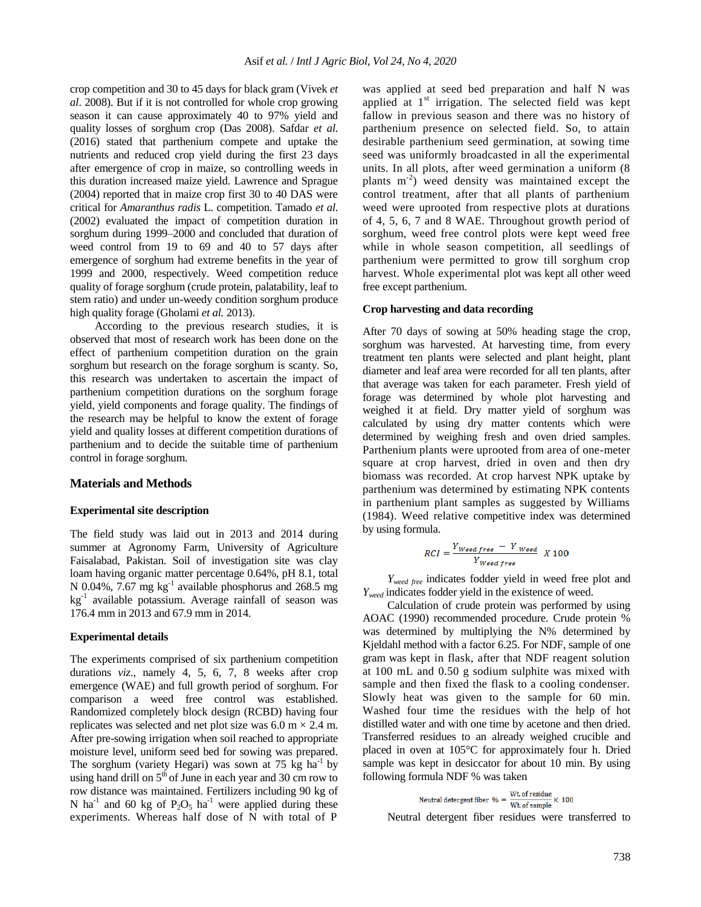crop competition and 30 to 45 days for black gram (Vivek *et al*. 2008). But if it is not controlled for whole crop growing season it can cause approximately 40 to 97% yield and quality losses of sorghum crop (Das 2008). Safdar *et al.* (2016) stated that parthenium compete and uptake the nutrients and reduced crop yield during the first 23 days after emergence of crop in maize, so controlling weeds in this duration increased maize yield. Lawrence and Sprague (2004) reported that in maize crop first 30 to 40 DAS were critical for *Amaranthus radis* L. competition. Tamado *et al.* (2002) evaluated the impact of competition duration in sorghum during 1999–2000 and concluded that duration of weed control from 19 to 69 and 40 to 57 days after emergence of sorghum had extreme benefits in the year of 1999 and 2000, respectively. Weed competition reduce quality of forage sorghum (crude protein, palatability, leaf to stem ratio) and under un-weedy condition sorghum produce high quality forage (Gholami *et al.* 2013).

According to the previous research studies, it is observed that most of research work has been done on the effect of parthenium competition duration on the grain sorghum but research on the forage sorghum is scanty. So, this research was undertaken to ascertain the impact of parthenium competition durations on the sorghum forage yield, yield components and forage quality. The findings of the research may be helpful to know the extent of forage yield and quality losses at different competition durations of parthenium and to decide the suitable time of parthenium control in forage sorghum.

## Materials and Methods

### Experimental site description

The field study was laid out in 2013 and 2014 during summer at Agronomy Farm, University of Agriculture Faisalabad, Pakistan. Soil of investigation site was clay loam having organic matter percentage 0.64%, pH 8.1, total N 0.04%, 7.67 mg kg$^{-1}$ available phosphorus and 268.5 mg kg$^{-1}$ available potassium. Average rainfall of season was 176.4 mm in 2013 and 67.9 mm in 2014.

### Experimental details

The experiments comprised of six parthenium competition durations *viz*., namely 4, 5, 6, 7, 8 weeks after crop emergence (WAE) and full growth period of sorghum. For comparison a weed free control was established. Randomized completely block design (RCBD) having four replicates was selected and net plot size was 6.0 m × 2.4 m. After pre-sowing irrigation when soil reached to appropriate moisture level, uniform seed bed for sowing was prepared. The sorghum (variety Hegari) was sown at 75 kg ha$^{-1}$ by using hand drill on 5$^{th}$ of June in each year and 30 cm row to row distance was maintained. Fertilizers including 90 kg of N ha$^{-1}$ and 60 kg of $P_2O_5$ ha$^{-1}$ were applied during these experiments. Whereas half dose of N with total of P was applied at seed bed preparation and half N was applied at 1$^{st}$ irrigation. The selected field was kept fallow in previous season and there was no history of parthenium presence on selected field. So, to attain desirable parthenium seed germination, at sowing time seed was uniformly broadcasted in all the experimental units. In all plots, after weed germination a uniform (8 plants m$^{-2}$) weed density was maintained except the control treatment, after that all plants of parthenium weed were uprooted from respective plots at durations of 4, 5, 6, 7 and 8 WAE. Throughout growth period of sorghum, weed free control plots were kept weed free while in whole season competition, all seedlings of parthenium were permitted to grow till sorghum crop harvest. Whole experimental plot was kept all other weed free except parthenium.

### Crop harvesting and data recording

After 70 days of sowing at 50% heading stage the crop, sorghum was harvested. At harvesting time, from every treatment ten plants were selected and plant height, plant diameter and leaf area were recorded for all ten plants, after that average was taken for each parameter. Fresh yield of forage was determined by whole plot harvesting and weighed it at field. Dry matter yield of sorghum was calculated by using dry matter contents which were determined by weighing fresh and oven dried samples. Parthenium plants were uprooted from area of one-meter square at crop harvest, dried in oven and then dry biomass was recorded. At crop harvest NPK uptake by parthenium was determined by estimating NPK contents in parthenium plant samples as suggested by Williams (1984). Weed relative competitive index was determined by using formula.

$$RCI = \frac{Y_{Weed\ free} - Y_{Weed}}{Y_{Weed\ free}} \times 100$$

$Y_{weed\ free}$ indicates fodder yield in weed free plot and $Y_{weed}$ indicates fodder yield in the existence of weed.

Calculation of crude protein was performed by using AOAC (1990) recommended procedure. Crude protein % was determined by multiplying the N% determined by Kjeldahl method with a factor 6.25. For NDF, sample of one gram was kept in flask, after that NDF reagent solution at 100 mL and 0.50 g sodium sulphite was mixed with sample and then fixed the flask to a cooling condenser. Slowly heat was given to the sample for 60 min. Washed four time the residues with the help of hot distilled water and with one time by acetone and then dried. Transferred residues to an already weighed crucible and placed in oven at 105°C for approximately four h. Dried sample was kept in desiccator for about 10 min. By using following formula NDF % was taken

$$\text{Neutral detergent fiber } \% = \frac{\text{Wt. of residue}}{\text{Wt. of sample}} \times 100$$

Neutral detergent fiber residues were transferred to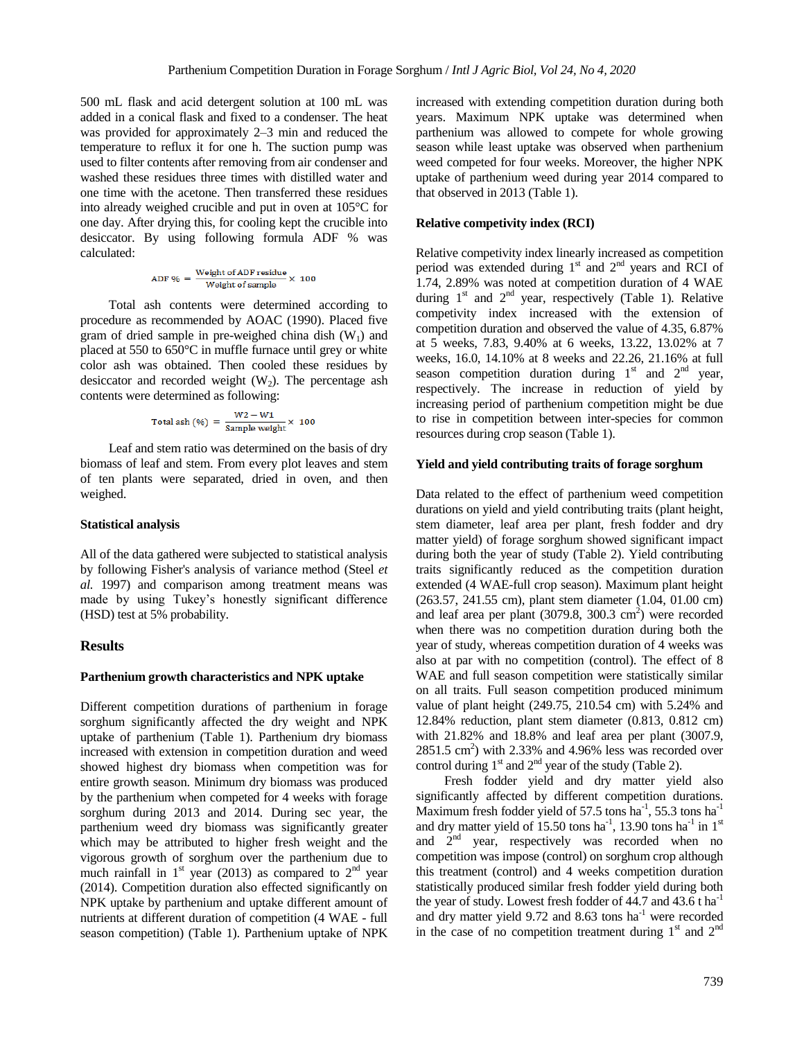500 mL flask and acid detergent solution at 100 mL was added in a conical flask and fixed to a condenser. The heat was provided for approximately 2–3 min and reduced the temperature to reflux it for one h. The suction pump was used to filter contents after removing from air condenser and washed these residues three times with distilled water and one time with the acetone. Then transferred these residues into already weighed crucible and put in oven at 105°C for one day. After drying this, for cooling kept the crucible into desiccator. By using following formula ADF % was calculated:

$$\text{ADF }\% = \frac{\text{Weight of ADF residue}}{\text{Weight of sample}} \times 100$$

Total ash contents were determined according to procedure as recommended by AOAC (1990). Placed five gram of dried sample in pre-weighed china dish ($W_1$) and placed at 550 to 650°C in muffle furnace until grey or white color ash was obtained. Then cooled these residues by desiccator and recorded weight ($W_2$). The percentage ash contents were determined as following:

$$\text{Total ash }(\%) = \frac{W2 - W1}{\text{Sample weight}} \times 100$$

Leaf and stem ratio was determined on the basis of dry biomass of leaf and stem. From every plot leaves and stem of ten plants were separated, dried in oven, and then weighed.

### Statistical analysis

All of the data gathered were subjected to statistical analysis by following Fisher's analysis of variance method (Steel *et al.* 1997) and comparison among treatment means was made by using Tukey's honestly significant difference (HSD) test at 5% probability.

## Results

### Parthenium growth characteristics and NPK uptake

Different competition durations of parthenium in forage sorghum significantly affected the dry weight and NPK uptake of parthenium (Table 1). Parthenium dry biomass increased with extension in competition duration and weed showed highest dry biomass when competition was for entire growth season. Minimum dry biomass was produced by the parthenium when competed for 4 weeks with forage sorghum during 2013 and 2014. During sec year, the parthenium weed dry biomass was significantly greater which may be attributed to higher fresh weight and the vigorous growth of sorghum over the parthenium due to much rainfall in 1st year (2013) as compared to 2nd year (2014). Competition duration also effected significantly on NPK uptake by parthenium and uptake different amount of nutrients at different duration of competition (4 WAE - full season competition) (Table 1). Parthenium uptake of NPK increased with extending competition duration during both years. Maximum NPK uptake was determined when parthenium was allowed to compete for whole growing season while least uptake was observed when parthenium weed competed for four weeks. Moreover, the higher NPK uptake of parthenium weed during year 2014 compared to that observed in 2013 (Table 1).

### Relative competivity index (RCI)

Relative competivity index linearly increased as competition period was extended during 1st and 2nd years and RCI of 1.74, 2.89% was noted at competition duration of 4 WAE during 1st and 2nd year, respectively (Table 1). Relative competivity index increased with the extension of competition duration and observed the value of 4.35, 6.87% at 5 weeks, 7.83, 9.40% at 6 weeks, 13.22, 13.02% at 7 weeks, 16.0, 14.10% at 8 weeks and 22.26, 21.16% at full season competition duration during 1st and 2nd year, respectively. The increase in reduction of yield by increasing period of parthenium competition might be due to rise in competition between inter-species for common resources during crop season (Table 1).

### Yield and yield contributing traits of forage sorghum

Data related to the effect of parthenium weed competition durations on yield and yield contributing traits (plant height, stem diameter, leaf area per plant, fresh fodder and dry matter yield) of forage sorghum showed significant impact during both the year of study (Table 2). Yield contributing traits significantly reduced as the competition duration extended (4 WAE-full crop season). Maximum plant height (263.57, 241.55 cm), plant stem diameter (1.04, 01.00 cm) and leaf area per plant (3079.8, 300.3 cm$^2$) were recorded when there was no competition duration during both the year of study, whereas competition duration of 4 weeks was also at par with no competition (control). The effect of 8 WAE and full season competition were statistically similar on all traits. Full season competition produced minimum value of plant height (249.75, 210.54 cm) with 5.24% and 12.84% reduction, plant stem diameter (0.813, 0.812 cm) with 21.82% and 18.8% and leaf area per plant (3007.9, 2851.5 cm$^2$) with 2.33% and 4.96% less was recorded over control during 1st and 2nd year of the study (Table 2).

Fresh fodder yield and dry matter yield also significantly affected by different competition durations. Maximum fresh fodder yield of 57.5 tons ha$^{-1}$, 55.3 tons ha$^{-1}$ and dry matter yield of 15.50 tons ha$^{-1}$, 13.90 tons ha$^{-1}$ in 1st and 2nd year, respectively was recorded when no competition was impose (control) on sorghum crop although this treatment (control) and 4 weeks competition duration statistically produced similar fresh fodder yield during both the year of study. Lowest fresh fodder of 44.7 and 43.6 t ha$^{-1}$ and dry matter yield 9.72 and 8.63 tons ha$^{-1}$ were recorded in the case of no competition treatment during 1st and 2nd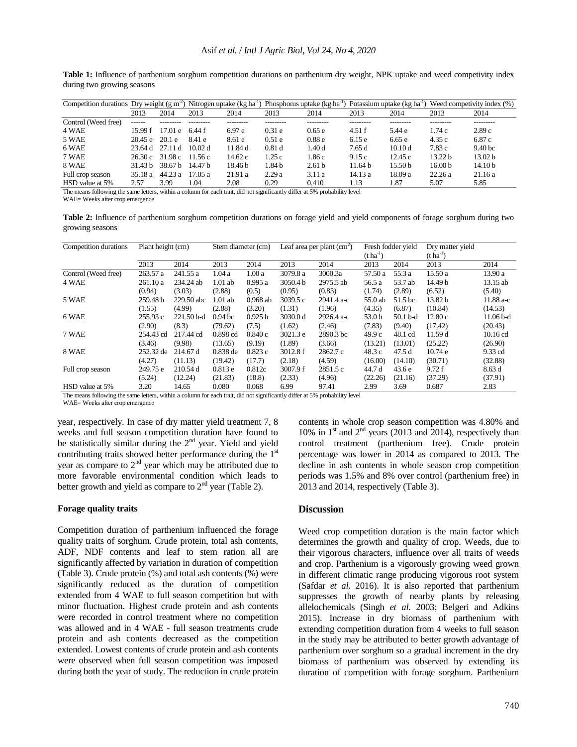**Table 1:** Influence of parthenium sorghum competition durations on parthenium dry weight, NPK uptake and weed competivity index during two growing seasons

| Competition durations | Dry weight (g m$^{-2}$) | | Nitrogen uptake (kg ha$^{-1}$) | | Phosphorus uptake (kg ha$^{-1}$) | | Potassium uptake (kg ha$^{-1}$) | | Weed competivity index (%) | |
|---|---|---|---|---|---|---|---|---|---|---|
| | 2013 | 2014 | 2013 | 2014 | 2013 | 2014 | 2013 | 2014 | 2013 | 2014 |
| Control (Weed free) | ------ | --------- | --------- | --------- | --------- | --------- | --------- | --------- | --------- | --------- |
| 4 WAE | 15.99 f | 17.01 e | 6.44 f | 6.97 e | 0.31 e | 0.65 e | 4.51 f | 5.44 e | 1.74 c | 2.89 c |
| 5 WAE | 20.45 e | 20.1 e | 8.41 e | 8.61 e | 0.51 e | 0.88 e | 6.15 e | 6.65 e | 4.35 c | 6.87 c |
| 6 WAE | 23.64 d | 27.11 d | 10.02 d | 11.84 d | 0.81 d | 1.40 d | 7.65 d | 10.10 d | 7.83 c | 9.40 bc |
| 7 WAE | 26.30 c | 31.98 c | 11.56 c | 14.62 c | 1.25 c | 1.86 c | 9.15 c | 12.45 c | 13.22 b | 13.02 b |
| 8 WAE | 31.43 b | 38.67 b | 14.47 b | 18.46 b | 1.84 b | 2.61 b | 11.64 b | 15.50 b | 16.00 b | 14.10 b |
| Full crop season | 35.18 a | 44.23 a | 17.05 a | 21.91 a | 2.29 a | 3.11 a | 14.13 a | 18.09 a | 22.26 a | 21.16 a |
| HSD value at 5% | 2.57 | 3.99 | 1.04 | 2.08 | 0.29 | 0.410 | 1.13 | 1.87 | 5.07 | 5.85 |

The means following the same letters, within a column for each trait, did not significantly differ at 5% probability level
WAE= Weeks after crop emergence

**Table 2:** Influence of parthenium sorghum competition durations on forage yield and yield components of forage sorghum during two growing seasons

| Competition durations | Plant height (cm) | | Stem diameter (cm) | | Leaf area per plant (cm$^2$) | | Fresh fodder yield (t ha$^{-1}$) | | Dry matter yield (t ha$^{-1}$) | |
|---|---|---|---|---|---|---|---|---|---|---|
| | 2013 | 2014 | 2013 | 2014 | 2013 | 2014 | 2013 | 2014 | 2013 | 2014 |
| Control (Weed free) | 263.57 a | 241.55 a | 1.04 a | 1.00 a | 3079.8 a | 3000.3a | 57.50 a | 55.3 a | 15.50 a | 13.90 a |
| 4 WAE | 261.10 a | 234.24 ab | 1.01 ab | 0.995 a | 3050.4 b | 2975.5 ab | 56.5 a | 53.7 ab | 14.49 b | 13.15 ab |
| | (0.94) | (3.03) | (2.88) | (0.5) | (0.95) | (0.83) | (1.74) | (2.89) | (6.52) | (5.40) |
| 5 WAE | 259.48 b | 229.50 abc | 1.01 ab | 0.968 ab | 3039.5 c | 2941.4 a-c | 55.0 ab | 51.5 bc | 13.82 b | 11.88 a-c |
| | (1.55) | (4.99) | (2.88) | (3.20) | (1.31) | (1.96) | (4.35) | (6.87) | (10.84) | (14.53) |
| 6 WAE | 255.93 c | 221.50 b-d | 0.94 bc | 0.925 b | 3030.0 d | 2926.4 a-c | 53.0 b | 50.1 b-d | 12.80 c | 11.06 b-d |
| | (2.90) | (8.3) | (79.62) | (7.5) | (1.62) | (2.46) | (7.83) | (9.40) | (17.42) | (20.43) |
| 7 WAE | 254.43 cd | 217.44 cd | 0.898 cd | 0.840 c | 3021.3 e | 2890.3 bc | 49.9 c | 48.1 cd | 11.59 d | 10.16 cd |
| | (3.46) | (9.98) | (13.65) | (9.19) | (1.89) | (3.66) | (13.21) | (13.01) | (25.22) | (26.90) |
| 8 WAE | 252.32 de | 214.67 d | 0.838 de | 0.823 c | 3012.8 f | 2862.7 c | 48.3 c | 47.5 d | 10.74 e | 9.33 cd |
| | (4.27) | (11.13) | (19.42) | (17.7) | (2.18) | (4.59) | (16.00) | (14.10) | (30.71) | (32.88) |
| Full crop season | 249.75 e | 210.54 d | 0.813 e | 0.812c | 3007.9 f | 2851.5 c | 44.7 d | 43.6 e | 9.72 f | 8.63 d |
| | (5.24) | (12.24) | (21.83) | (18.8) | (2.33) | (4.96) | (22.26) | (21.16) | (37.29) | (37.91) |
| HSD value at 5% | 3.20 | 14.65 | 0.080 | 0.068 | 6.99 | 97.41 | 2.99 | 3.69 | 0.687 | 2.83 |

The means following the same letters, within a column for each trait, did not significantly differ at 5% probability level
WAE= Weeks after crop emergence

year, respectively. In case of dry matter yield treatment 7, 8 weeks and full season competition duration have found to be statistically similar during the 2nd year. Yield and yield contributing traits showed better performance during the 1st year as compare to 2nd year which may be attributed due to more favorable environmental condition which leads to better growth and yield as compare to 2nd year (Table 2).

#### Forage quality traits

Competition duration of parthenium influenced the forage quality traits of sorghum. Crude protein, total ash contents, ADF, NDF contents and leaf to stem ration all are significantly affected by variation in duration of competition (Table 3). Crude protein (%) and total ash contents (%) were significantly reduced as the duration of competition extended from 4 WAE to full season competition but with minor fluctuation. Highest crude protein and ash contents were recorded in control treatment where no competition was allowed and in 4 WAE - full season treatments crude protein and ash contents decreased as the competition extended. Lowest contents of crude protein and ash contents were observed when full season competition was imposed during both the year of study. The reduction in crude protein contents in whole crop season competition was 4.80% and 10% in 1st and 2nd years (2013 and 2014), respectively than control treatment (parthenium free). Crude protein percentage was lower in 2014 as compared to 2013. The decline in ash contents in whole season crop competition periods was 1.5% and 8% over control (parthenium free) in 2013 and 2014, respectively (Table 3).

### Discussion

Weed crop competition duration is the main factor which determines the growth and quality of crop. Weeds, due to their vigorous characters, influence over all traits of weeds and crop. Parthenium is a vigorously growing weed grown in different climatic range producing vigorous root system (Safdar *et al*. 2016). It is also reported that parthenium suppresses the growth of nearby plants by releasing allelochemicals (Singh *et al.* 2003; Belgeri and Adkins 2015). Increase in dry biomass of parthenium with extending competition duration from 4 weeks to full season in the study may be attributed to better growth advantage of parthenium over sorghum so a gradual increment in the dry biomass of parthenium was observed by extending its duration of competition with forage sorghum. Parthenium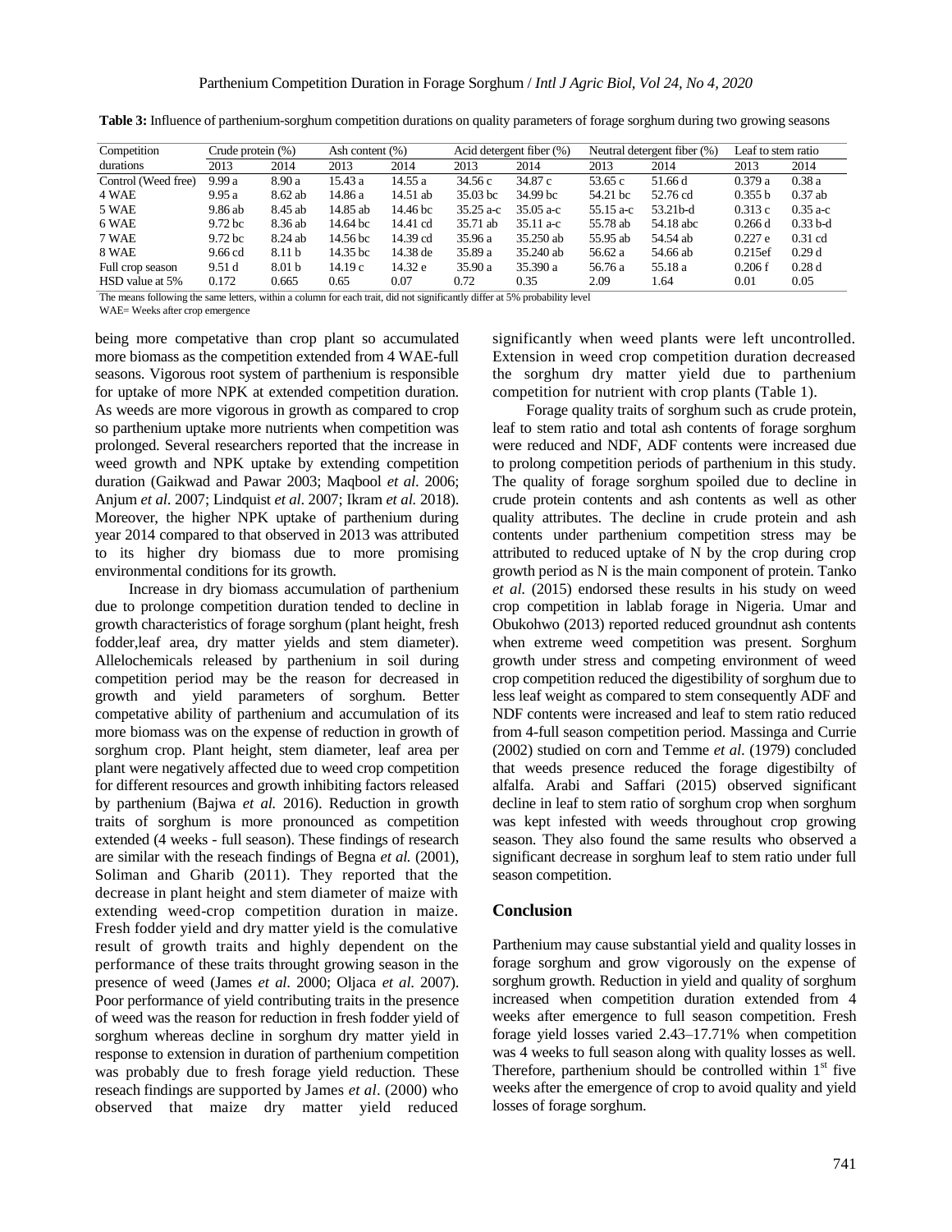**Table 3:** Influence of parthenium-sorghum competition durations on quality parameters of forage sorghum during two growing seasons

| Competition durations | Crude protein (%) | | Ash content (%) | | Acid detergent fiber (%) | | Neutral detergent fiber (%) | | Leaf to stem ratio | |
|---|---|---|---|---|---|---|---|---|---|---|
| | 2013 | 2014 | 2013 | 2014 | 2013 | 2014 | 2013 | 2014 | 2013 | 2014 |
| Control (Weed free) | 9.99 a | 8.90 a | 15.43 a | 14.55 a | 34.56 c | 34.87 c | 53.65 c | 51.66 d | 0.379 a | 0.38 a |
| 4 WAE | 9.95 a | 8.62 ab | 14.86 a | 14.51 ab | 35.03 bc | 34.99 bc | 54.21 bc | 52.76 cd | 0.355 b | 0.37 ab |
| 5 WAE | 9.86 ab | 8.45 ab | 14.85 ab | 14.46 bc | 35.25 a-c | 35.05 a-c | 55.15 a-c | 53.21b-d | 0.313 c | 0.35 a-c |
| 6 WAE | 9.72 bc | 8.36 ab | 14.64 bc | 14.41 cd | 35.71 ab | 35.11 a-c | 55.78 ab | 54.18 abc | 0.266 d | 0.33 b-d |
| 7 WAE | 9.72 bc | 8.24 ab | 14.56 bc | 14.39 cd | 35.96 a | 35.250 ab | 55.95 ab | 54.54 ab | 0.227 e | 0.31 cd |
| 8 WAE | 9.66 cd | 8.11 b | 14.35 bc | 14.38 de | 35.89 a | 35.240 ab | 56.62 a | 54.66 ab | 0.215ef | 0.29 d |
| Full crop season | 9.51 d | 8.01 b | 14.19 c | 14.32 e | 35.90 a | 35.390 a | 56.76 a | 55.18 a | 0.206 f | 0.28 d |
| HSD value at 5% | 0.172 | 0.665 | 0.65 | 0.07 | 0.72 | 0.35 | 2.09 | 1.64 | 0.01 | 0.05 |

The means following the same letters, within a column for each trait, did not significantly differ at 5% probability level

WAE= Weeks after crop emergence

being more competative than crop plant so accumulated more biomass as the competition extended from 4 WAE-full seasons. Vigorous root system of parthenium is responsible for uptake of more NPK at extended competition duration. As weeds are more vigorous in growth as compared to crop so parthenium uptake more nutrients when competition was prolonged. Several researchers reported that the increase in weed growth and NPK uptake by extending competition duration (Gaikwad and Pawar 2003; Maqbool *et al.* 2006; Anjum *et al.* 2007; Lindquist *et al.* 2007; Ikram *et al.* 2018). Moreover, the higher NPK uptake of parthenium during year 2014 compared to that observed in 2013 was attributed to its higher dry biomass due to more promising environmental conditions for its growth.

Increase in dry biomass accumulation of parthenium due to prolonge competition duration tended to decline in growth characteristics of forage sorghum (plant height, fresh fodder,leaf area, dry matter yields and stem diameter). Allelochemicals released by parthenium in soil during competition period may be the reason for decreased in growth and yield parameters of sorghum. Better competative ability of parthenium and accumulation of its more biomass was on the expense of reduction in growth of sorghum crop. Plant height, stem diameter, leaf area per plant were negatively affected due to weed crop competition for different resources and growth inhibiting factors released by parthenium (Bajwa *et al.* 2016). Reduction in growth traits of sorghum is more pronounced as competition extended (4 weeks - full season). These findings of research are similar with the reseach findings of Begna *et al.* (2001), Soliman and Gharib (2011). They reported that the decrease in plant height and stem diameter of maize with extending weed-crop competition duration in maize. Fresh fodder yield and dry matter yield is the comulative result of growth traits and highly dependent on the performance of these traits throught growing season in the presence of weed (James *et al.* 2000; Oljaca *et al.* 2007). Poor performance of yield contributing traits in the presence of weed was the reason for reduction in fresh fodder yield of sorghum whereas decline in sorghum dry matter yield in response to extension in duration of parthenium competition was probably due to fresh forage yield reduction. These reseach findings are supported by James *et al*. (2000) who observed that maize dry matter yield reduced significantly when weed plants were left uncontrolled. Extension in weed crop competition duration decreased the sorghum dry matter yield due to parthenium competition for nutrient with crop plants (Table 1).

Forage quality traits of sorghum such as crude protein, leaf to stem ratio and total ash contents of forage sorghum were reduced and NDF, ADF contents were increased due to prolong competition periods of parthenium in this study. The quality of forage sorghum spoiled due to decline in crude protein contents and ash contents as well as other quality attributes. The decline in crude protein and ash contents under parthenium competition stress may be attributed to reduced uptake of N by the crop during crop growth period as N is the main component of protein. Tanko *et al.* (2015) endorsed these results in his study on weed crop competition in lablab forage in Nigeria. Umar and Obukohwo (2013) reported reduced groundnut ash contents when extreme weed competition was present. Sorghum growth under stress and competing environment of weed crop competition reduced the digestibility of sorghum due to less leaf weight as compared to stem consequently ADF and NDF contents were increased and leaf to stem ratio reduced from 4-full season competition period. Massinga and Currie (2002) studied on corn and Temme *et al.* (1979) concluded that weeds presence reduced the forage digestibilty of alfalfa. Arabi and Saffari (2015) observed significant decline in leaf to stem ratio of sorghum crop when sorghum was kept infested with weeds throughout crop growing season. They also found the same results who observed a significant decrease in sorghum leaf to stem ratio under full season competition.

## Conclusion

Parthenium may cause substantial yield and quality losses in forage sorghum and grow vigorously on the expense of sorghum growth. Reduction in yield and quality of sorghum increased when competition duration extended from 4 weeks after emergence to full season competition. Fresh forage yield losses varied 2.43–17.71% when competition was 4 weeks to full season along with quality losses as well. Therefore, parthenium should be controlled within 1st five weeks after the emergence of crop to avoid quality and yield losses of forage sorghum.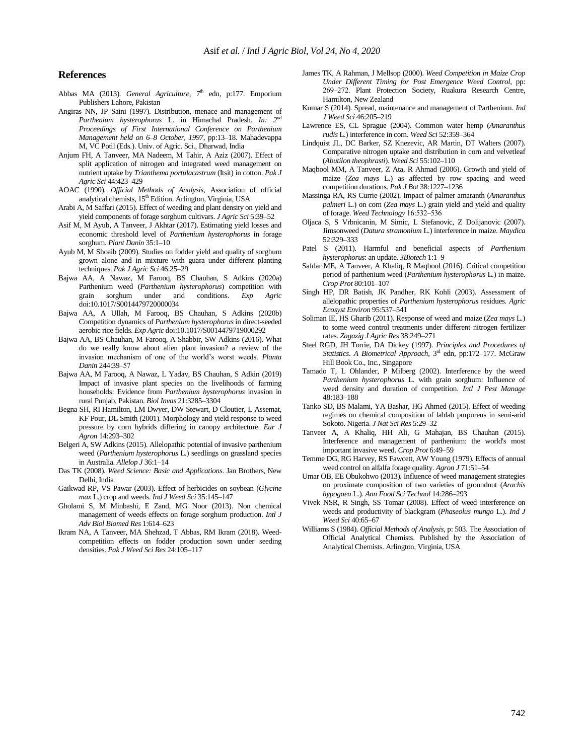## References

Abbas MA (2013). *General Agriculture*, 7th edn, p:177. Emporium Publishers Lahore, Pakistan

Angiras NN, JP Saini (1997). Distribution, menace and management of *Parthenium hysterophorus* L. in Himachal Pradesh. *In: 2nd Proceedings of First International Conference on Parthenium Management held on 6–8 October, 1997*, pp:13–18. Mahadevappa M, VC Potil (Eds.). Univ. of Agric. Sci., Dharwad, India

Anjum FH, A Tanveer, MA Nadeem, M Tahir, A Aziz (2007). Effect of split application of nitrogen and integrated weed management on nutrient uptake by *Trianthema portulacastrum* (Itsit) in cotton. *Pak J Agric Sci* 44:423–429

AOAC (1990). *Official Methods of Analysis*, Association of official analytical chemists, 15th Edition. Arlington, Virginia, USA

Arabi A, M Saffari (2015). Effect of weeding and plant density on yield and yield components of forage sorghum cultivars. *J Agric Sci* 5:39–52

Asif M, M Ayub, A Tanveer, J Akhtar (2017). Estimating yield losses and economic threshold level of *Parthenium hysterophorus* in forage sorghum. *Plant Danin* 35:1–10

Ayub M, M Shoaib (2009). Studies on fodder yield and quality of sorghum grown alone and in mixture with guara under different planting techniques. *Pak J Agric Sci* 46:25–29

Bajwa AA, A Nawaz, M Farooq, BS Chauhan, S Adkins (2020a) Parthenium weed (*Parthenium hysterophorus*) competition with grain sorghum under arid conditions. *Exp Agric* doi:10.1017/S0014479720000034

Bajwa AA, A Ullah, M Farooq, BS Chauhan, S Adkins (2020b) Competition dynamics of *Parthenium hysterophorus* in direct-seeded aerobic rice fields. *Exp Agric* doi:10.1017/S0014479719000292

Bajwa AA, BS Chauhan, M Farooq, A Shabbir, SW Adkins (2016). What do we really know about alien plant invasion? a review of the invasion mechanism of one of the world's worst weeds. *Planta Danin* 244:39–57

Bajwa AA, M Farooq, A Nawaz, L Yadav, BS Chauhan, S Adkin (2019) Impact of invasive plant species on the livelihoods of farming households: Evidence from *Parthenium hysterophorus* invasion in rural Punjab, Pakistan. *Biol Invas* 21:3285–3304

Begna SH, RI Hamilton, LM Dwyer, DW Stewart, D Cloutier, L Assemat, KF Pour, DL Smith (2001). Morphology and yield response to weed pressure by corn hybrids differing in canopy architecture. *Eur J Agron* 14:293–302

Belgeri A, SW Adkins (2015). Allelopathic potential of invasive parthenium weed (*Parthenium hysterophorus* L.) seedlings on grassland species in Australia. *Allelop J* 36:1–14

Das TK (2008). *Weed Science: Basic and Applications*. Jan Brothers, New Delhi, India

Gaikwad RP, VS Pawar (2003). Effect of herbicides on soybean (*Glycine max* L.) crop and weeds. *Ind J Weed Sci* 35:145–147

Gholami S, M Minbashi, E Zand, MG Noor (2013). Non chemical management of weeds effects on forage sorghum production. *Intl J Adv Biol Biomed Res* 1:614–623

Ikram NA, A Tanveer, MA Shehzad, T Abbas, RM Ikram (2018). Weed-competition effects on fodder production sown under seeding densities. *Pak J Weed Sci Res* 24:105–117

James TK, A Rahman, J Mellsop (2000). *Weed Competition in Maize Crop Under Different Timing for Post Emergence Weed Control*, pp: 269–272. Plant Protection Society, Ruakura Research Centre, Hamilton, New Zealand

Kumar S (2014). Spread, maintenance and management of Parthenium. *Ind J Weed Sci* 46:205–219

Lawrence ES, CL Sprague (2004). Common water hemp (*Amaranthus rudis* L.) interference in corn. *Weed Sci* 52:359–364

Lindquist JL, DC Barker, SZ Knezevic, AR Martin, DT Walters (2007). Comparative nitrogen uptake and distribution in corn and velvetleaf (*Abutilon theophrasti*). *Weed Sci* 55:102–110

Maqbool MM, A Tanveer, Z Ata, R Ahmad (2006). Growth and yield of maize (*Zea mays* L.) as affected by row spacing and weed competition durations. *Pak J Bot* 38:1227–1236

Massinga RA, RS Currie (2002). Impact of palmer amaranth (*Amaranthus palmeri* L.) on corn (*Zea mays* L.) grain yield and yield and quality of forage. *Weed Technology* 16:532–536

Oljaca S, S Vrbnicanin, M Simic, L Stefanovic, Z Dolijanovic (2007). Jimsonweed (*Datura stramonium* L.) interference in maize. *Maydica* 52:329–333

Patel S (2011). Harmful and beneficial aspects of *Parthenium hysterophorus*: an update. *3Biotech* 1:1–9

Safdar ME, A Tanveer, A Khaliq, R Maqbool (2016). Critical competition period of parthenium weed (*Parthenium hysterophorus* L.) in maize. *Crop Prot* 80:101–107

Singh HP, DR Batish, JK Pandher, RK Kohli (2003). Assessment of allelopathic properties of *Parthenium hysterophorus* residues. *Agric Ecosyst Environ* 95:537–541

Soliman IE, HS Gharib (2011). Response of weed and maize (*Zea mays* L.) to some weed control treatments under different nitrogen fertilizer rates. *Zagazig J Agric Res* 38:249–271

Steel RGD, JH Torrie, DA Dickey (1997). *Principles and Procedures of Statistics*. *A Biometrical Approach*, 3rd edn, pp:172–177. McGraw Hill Book Co., Inc., Singapore

Tamado T, L Ohlander, P Milberg (2002). Interference by the weed *Parthenium hysterophorus* L. with grain sorghum: Influence of weed density and duration of competition. *Intl J Pest Manage* 48:183–188

Tanko SD, BS Malami, YA Bashar, HG Ahmed (2015). Effect of weeding regimes on chemical composition of lablab purpureus in semi-arid Sokoto. Nigeria. *J Nat Sci Res* 5:29–32

Tanveer A, A Khaliq, HH Ali, G Mahajan, BS Chauhan (2015). Interference and management of parthenium: the world's most important invasive weed. *Crop Prot* 6:49–59

Temme DG, RG Harvey, RS Fawcett, AW Young (1979). Effects of annual weed control on alfalfa forage quality. *Agron J* 71:51–54

Umar OB, EE Obukohwo (2013). Influence of weed management strategies on proximate composition of two varieties of groundnut (*Arachis hypogaea* L.). *Ann Food Sci Technol* 14:286–293

Vivek NSR, R Singh, SS Tomar (2008). Effect of weed interference on weeds and productivity of blackgram (*Phaseolus mungo* L.). *Ind J Weed Sci* 40:65–67

Williams S (1984). *Official Methods of Analysis*, p: 503. The Association of Official Analytical Chemists. Published by the Association of Analytical Chemists. Arlington, Virginia, USA